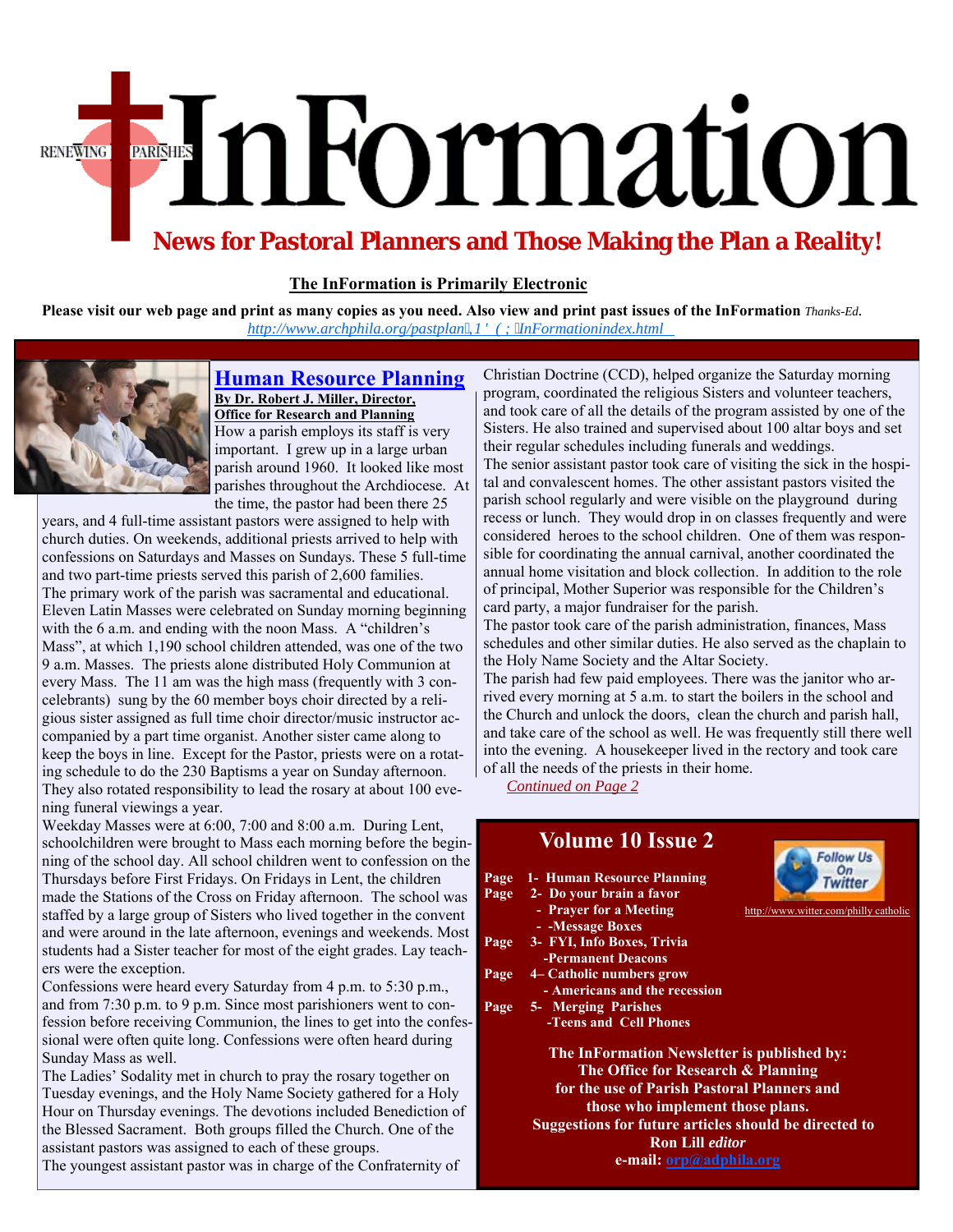# InFormation

RENEWING PARISHES

## News for Pastoral Planners and Those Making the Plan a Reality!

**The InFormation is Primarily Electronic**

**Please visit our web page and print as many copies as you need. Also view and print past issues of the InFormation** *Thanks-Ed.*

http://www.archphila.org/pastplan/INDEX/InFormationindex.html

## Human Resource Planning

**By Dr. Robert J. Miller, Director, Office for Research and Planning**

How a parish employs its staff is very important. I grew up in a large urban parish around 1960. It looked like most parishes throughout the Archdiocese. At the time, the pastor had been there 25 years, and 4 full-time assistant pastors were assigned to help with church duties. On weekends, additional priests arrived to help with confessions on Saturdays and Masses on Sundays. These 5 full-time and two part-time priests served this parish of 2,600 families.

The primary work of the parish was sacramental and educational. Eleven Latin Masses were celebrated on Sunday morning beginning with the 6 a.m. and ending with the noon Mass. A "children's Mass", at which 1,190 school children attended, was one of the two 9 a.m. Masses. The priests alone distributed Holy Communion at every Mass. The 11 am was the high mass (frequently with 3 con-celebrants) sung by the 60 member boys choir directed by a religious sister assigned as full time choir director/music instructor accompanied by a part time organist. Another sister came along to keep the boys in line. Except for the Pastor, priests were on a rotating schedule to do the 230 Baptisms a year on Sunday afternoon. They also rotated responsibility to lead the rosary at about 100 evening funeral viewings a year.

Weekday Masses were at 6:00, 7:00 and 8:00 a.m. During Lent, schoolchildren were brought to Mass each morning before the beginning of the school day. All school children went to confession on the Thursdays before First Fridays. On Fridays in Lent, the children made the Stations of the Cross on Friday afternoon. The school was staffed by a large group of Sisters who lived together in the convent and were around in the late afternoon, evenings and weekends. Most students had a Sister teacher for most of the eight grades. Lay teachers were the exception.

Confessions were heard every Saturday from 4 p.m. to 5:30 p.m., and from 7:30 p.m. to 9 p.m. Since most parishioners went to confession before receiving Communion, the lines to get into the confessional were often quite long. Confessions were often heard during Sunday Mass as well.

The Ladies' Sodality met in church to pray the rosary together on Tuesday evenings, and the Holy Name Society gathered for a Holy Hour on Thursday evenings. The devotions included Benediction of the Blessed Sacrament. Both groups filled the Church. One of the assistant pastors was assigned to each of these groups.

The youngest assistant pastor was in charge of the Confraternity of Christian Doctrine (CCD), helped organize the Saturday morning program, coordinated the religious Sisters and volunteer teachers, and took care of all the details of the program assisted by one of the Sisters. He also trained and supervised about 100 altar boys and set their regular schedules including funerals and weddings.

The senior assistant pastor took care of visiting the sick in the hospital and convalescent homes. The other assistant pastors visited the parish school regularly and were visible on the playground during recess or lunch. They would drop in on classes frequently and were considered heroes to the school children. One of them was responsible for coordinating the annual carnival, another coordinated the annual home visitation and block collection. In addition to the role of principal, Mother Superior was responsible for the Children's card party, a major fundraiser for the parish.

The pastor took care of the parish administration, finances, Mass schedules and other similar duties. He also served as the chaplain to the Holy Name Society and the Altar Society.

The parish had few paid employees. There was the janitor who arrived every morning at 5 a.m. to start the boilers in the school and the Church and unlock the doors, clean the church and parish hall, and take care of the school as well. He was frequently still there well into the evening. A housekeeper lived in the rectory and took care of all the needs of the priests in their home.

*Continued on Page 2*

## Volume 10 Issue 2

**Page 1- Human Resource Planning**
**Page 2- Do your brain a favor**
**- Prayer for a Meeting**
**- -Message Boxes**
**Page 3- FYI, Info Boxes, Trivia**
**-Permanent Deacons**
**Page 4– Catholic numbers grow**
**- Americans and the recession**
**Page 5- Merging Parishes**
**-Teens and Cell Phones**

Follow Us On Twitter
http://www.witter.com/philly catholic

**The InFormation Newsletter is published by:**
**The Office for Research & Planning**
**for the use of Parish Pastoral Planners and those who implement those plans.**
**Suggestions for future articles should be directed to Ron Lill** ***editor***
**e-mail: orp@adphila.org**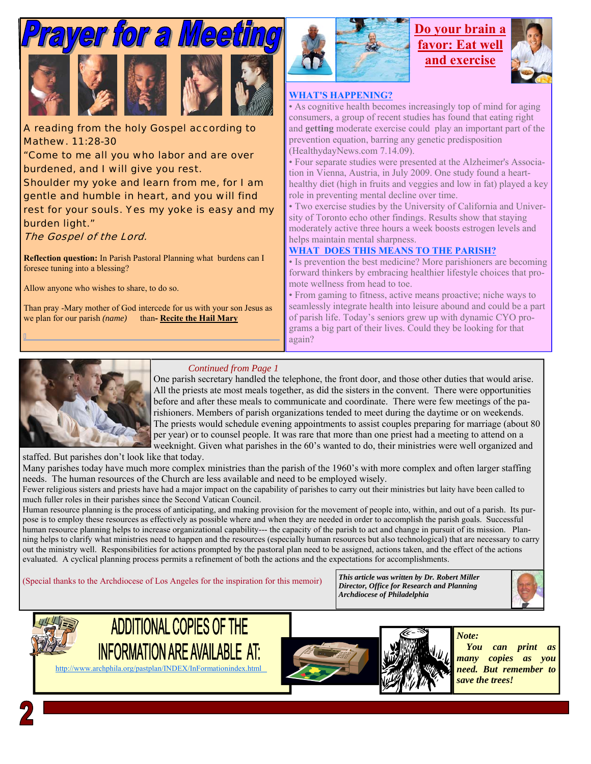# Prayer for a Meeting

A reading from the holy Gospel according to Mathew. 11:28-30

"Come to me all you who labor and are over burdened, and I will give you rest.
Shoulder my yoke and learn from me, for I am gentle and humble in heart, and you will find rest for your souls. Yes my yoke is easy and my burden light."

*The Gospel of the Lord.*

**Reflection question:** In Parish Pastoral Planning what burdens can I foresee tuning into a blessing?

Allow anyone who wishes to share, to do so.

Than pray -Mary mother of God intercede for us with your son Jesus as we plan for our parish *(name)* than**- Recite the Hail Mary**

# Do your brain a favor: Eat well and exercise

## WHAT'S HAPPENING?

• As cognitive health becomes increasingly top of mind for aging consumers, a group of recent studies has found that eating right and **getting** moderate exercise could play an important part of the prevention equation, barring any genetic predisposition (HealthydayNews.com 7.14.09).

• Four separate studies were presented at the Alzheimer's Association in Vienna, Austria, in July 2009. One study found a heart-healthy diet (high in fruits and veggies and low in fat) played a key role in preventing mental decline over time.

• Two exercise studies by the University of California and University of Toronto echo other findings. Results show that staying moderately active three hours a week boosts estrogen levels and helps maintain mental sharpness.

## WHAT DOES THIS MEANS TO THE PARISH?

• Is prevention the best medicine? More parishioners are becoming forward thinkers by embracing healthier lifestyle choices that promote wellness from head to toe.

• From gaming to fitness, active means proactive; niche ways to seamlessly integrate health into leisure abound and could be a part of parish life. Today's seniors grew up with dynamic CYO programs a big part of their lives. Could they be looking for that again?

*Continued from Page 1*

One parish secretary handled the telephone, the front door, and those other duties that would arise. All the priests ate most meals together, as did the sisters in the convent. There were opportunities before and after these meals to communicate and coordinate. There were few meetings of the parishioners. Members of parish organizations tended to meet during the daytime or on weekends. The priests would schedule evening appointments to assist couples preparing for marriage (about 80 per year) or to counsel people. It was rare that more than one priest had a meeting to attend on a weeknight. Given what parishes in the 60's wanted to do, their ministries were well organized and staffed. But parishes don't look like that today.

Many parishes today have much more complex ministries than the parish of the 1960's with more complex and often larger staffing needs. The human resources of the Church are less available and need to be employed wisely.

Fewer religious sisters and priests have had a major impact on the capability of parishes to carry out their ministries but laity have been called to much fuller roles in their parishes since the Second Vatican Council.

Human resource planning is the process of anticipating, and making provision for the movement of people into, within, and out of a parish. Its purpose is to employ these resources as effectively as possible where and when they are needed in order to accomplish the parish goals. Successful human resource planning helps to increase organizational capability--- the capacity of the parish to act and change in pursuit of its mission. Planning helps to clarify what ministries need to happen and the resources (especially human resources but also technological) that are necessary to carry out the ministry well. Responsibilities for actions prompted by the pastoral plan need to be assigned, actions taken, and the effect of the actions evaluated. A cyclical planning process permits a refinement of both the actions and the expectations for accomplishments.

(Special thanks to the Archdiocese of Los Angeles for the inspiration for this memoir)

***This article was written by Dr. Robert Miller***
***Director, Office for Research and Planning***
***Archdiocese of Philadelphia***

## ADDITIONAL COPIES OF THE INFORMATION ARE AVAILABLE AT:

http://www.archphila.org/pastplan/INDEX/InFormationindex.html

***Note:*** ***You can print as many copies as you need. But remember to save the trees!***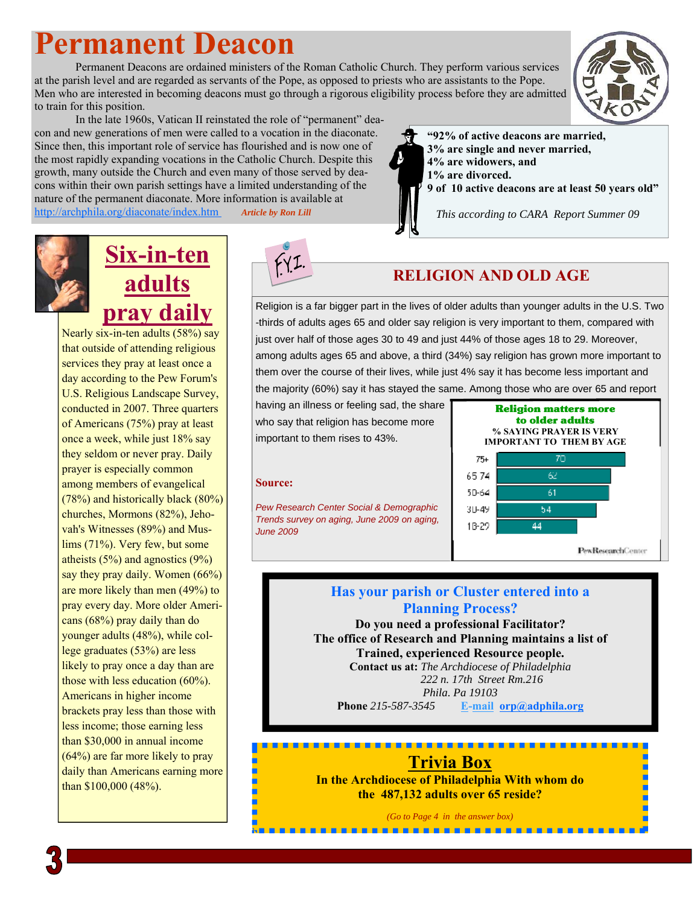# Permanent Deacon

Permanent Deacons are ordained ministers of the Roman Catholic Church. They perform various services at the parish level and are regarded as servants of the Pope, as opposed to priests who are assistants to the Pope. Men who are interested in becoming deacons must go through a rigorous eligibility process before they are admitted to train for this position.

In the late 1960s, Vatican II reinstated the role of "permanent" deacon and new generations of men were called to a vocation in the diaconate. Since then, this important role of service has flourished and is now one of the most rapidly expanding vocations in the Catholic Church. Despite this growth, many outside the Church and even many of those served by deacons within their own parish settings have a limited understanding of the nature of the permanent diaconate. More information is available at http://archphila.org/diaconate/index.htm *Article by Ron Lill*

**"92% of active deacons are married,
3% are single and never married,
4% are widowers, and
1% are divorced.
9 of 10 active deacons are at least 50 years old"**

*This according to CARA Report Summer 09*

## Six-in-ten adults pray daily

Nearly six-in-ten adults (58%) say that outside of attending religious services they pray at least once a day according to the Pew Forum's U.S. Religious Landscape Survey, conducted in 2007. Three quarters of Americans (75%) pray at least once a week, while just 18% say they seldom or never pray. Daily prayer is especially common among members of evangelical (78%) and historically black (80%) churches, Mormons (82%), Jehovah's Witnesses (89%) and Muslims (71%). Very few, but some atheists (5%) and agnostics (9%) say they pray daily. Women (66%) are more likely than men (49%) to pray every day. More older Americans (68%) pray daily than do younger adults (48%), while college graduates (53%) are less likely to pray once a day than are those with less education (60%). Americans in higher income brackets pray less than those with less income; those earning less than $30,000 in annual income (64%) are far more likely to pray daily than Americans earning more than $100,000 (48%).

## RELIGION AND OLD AGE

F.Y.I.

Religion is a far bigger part in the lives of older adults than younger adults in the U.S. Two-thirds of adults ages 65 and older say religion is very important to them, compared with just over half of those ages 30 to 49 and just 44% of those ages 18 to 29. Moreover, among adults ages 65 and above, a third (34%) say religion has grown more important to them over the course of their lives, while just 4% say it has become less important and the majority (60%) say it has stayed the same. Among those who are over 65 and report having an illness or feeling sad, the share who say that religion has become more important to them rises to 43%.

**Religion matters more to older adults**
**% SAYING PRAYER IS VERY IMPORTANT TO THEM BY AGE**

| Age | % |
|---|---|
| 75+ | 70 |
| 65-74 | 62 |
| 50-64 | 61 |
| 30-49 | 54 |
| 18-29 | 44 |

PewResearchCenter

**Source:**

*Pew Research Center Social & Demographic Trends survey on aging, June 2009 on aging, June 2009*

**Has your parish or Cluster entered into a Planning Process?**

**Do you need a professional Facilitator?
The office of Research and Planning maintains a list of Trained, experienced Resource people.**

**Contact us at:** *The Archdiocese of Philadelphia
222 n. 17th Street Rm.216
Phila. Pa 19103*

**Phone** *215-587-3545* **E-mail orp@adphila.org**

## Trivia Box

**In the Archdiocese of Philadelphia With whom do the 487,132 adults over 65 reside?**

*(Go to Page 4 in the answer box)*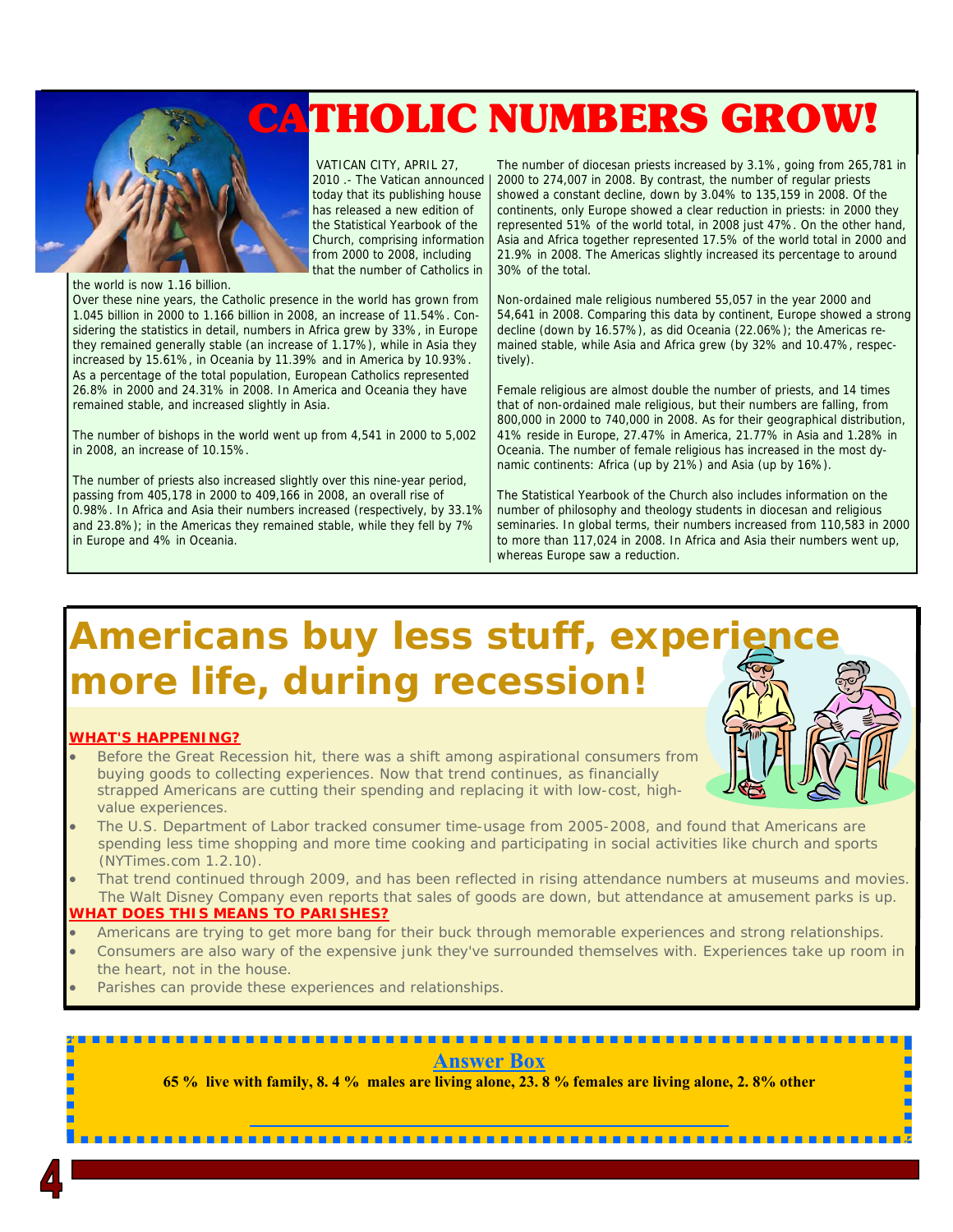# CATHOLIC NUMBERS GROW!

VATICAN CITY, APRIL 27, 2010 .- The Vatican announced today that its publishing house has released a new edition of the Statistical Yearbook of the Church, comprising information from 2000 to 2008, including that the number of Catholics in the world is now 1.16 billion.

Over these nine years, the Catholic presence in the world has grown from 1.045 billion in 2000 to 1.166 billion in 2008, an increase of 11.54%. Considering the statistics in detail, numbers in Africa grew by 33%, in Europe they remained generally stable (an increase of 1.17%), while in Asia they increased by 15.61%, in Oceania by 11.39% and in America by 10.93%. As a percentage of the total population, European Catholics represented 26.8% in 2000 and 24.31% in 2008. In America and Oceania they have remained stable, and increased slightly in Asia.

The number of bishops in the world went up from 4,541 in 2000 to 5,002 in 2008, an increase of 10.15%.

The number of priests also increased slightly over this nine-year period, passing from 405,178 in 2000 to 409,166 in 2008, an overall rise of 0.98%. In Africa and Asia their numbers increased (respectively, by 33.1% and 23.8%); in the Americas they remained stable, while they fell by 7% in Europe and 4% in Oceania.

The number of diocesan priests increased by 3.1%, going from 265,781 in 2000 to 274,007 in 2008. By contrast, the number of regular priests showed a constant decline, down by 3.04% to 135,159 in 2008. Of the continents, only Europe showed a clear reduction in priests: in 2000 they represented 51% of the world total, in 2008 just 47%. On the other hand, Asia and Africa together represented 17.5% of the world total in 2000 and 21.9% in 2008. The Americas slightly increased its percentage to around 30% of the total.

Non-ordained male religious numbered 55,057 in the year 2000 and 54,641 in 2008. Comparing this data by continent, Europe showed a strong decline (down by 16.57%), as did Oceania (22.06%); the Americas remained stable, while Asia and Africa grew (by 32% and 10.47%, respectively).

Female religious are almost double the number of priests, and 14 times that of non-ordained male religious, but their numbers are falling, from 800,000 in 2000 to 740,000 in 2008. As for their geographical distribution, 41% reside in Europe, 27.47% in America, 21.77% in Asia and 1.28% in Oceania. The number of female religious has increased in the most dynamic continents: Africa (up by 21%) and Asia (up by 16%).

The Statistical Yearbook of the Church also includes information on the number of philosophy and theology students in diocesan and religious seminaries. In global terms, their numbers increased from 110,583 in 2000 to more than 117,024 in 2008. In Africa and Asia their numbers went up, whereas Europe saw a reduction.

# Americans buy less stuff, experience more life, during recession!

**WHAT'S HAPPENING?**

- Before the Great Recession hit, there was a shift among aspirational consumers from buying goods to collecting experiences. Now that trend continues, as financially strapped Americans are cutting their spending and replacing it with low-cost, high-value experiences.
- The U.S. Department of Labor tracked consumer time-usage from 2005-2008, and found that Americans are spending less time shopping and more time cooking and participating in social activities like church and sports (NYTimes.com 1.2.10).
- That trend continued through 2009, and has been reflected in rising attendance numbers at museums and movies. The Walt Disney Company even reports that sales of goods are down, but attendance at amusement parks is up.

**WHAT DOES THIS MEANS TO PARISHES?**

- Americans are trying to get more bang for their buck through memorable experiences and strong relationships.
- Consumers are also wary of the expensive junk they've surrounded themselves with. Experiences take up room in the heart, not in the house.
- Parishes can provide these experiences and relationships.

**Answer Box**

**65 % live with family, 8. 4 % males are living alone, 23. 8 % females are living alone, 2. 8% other**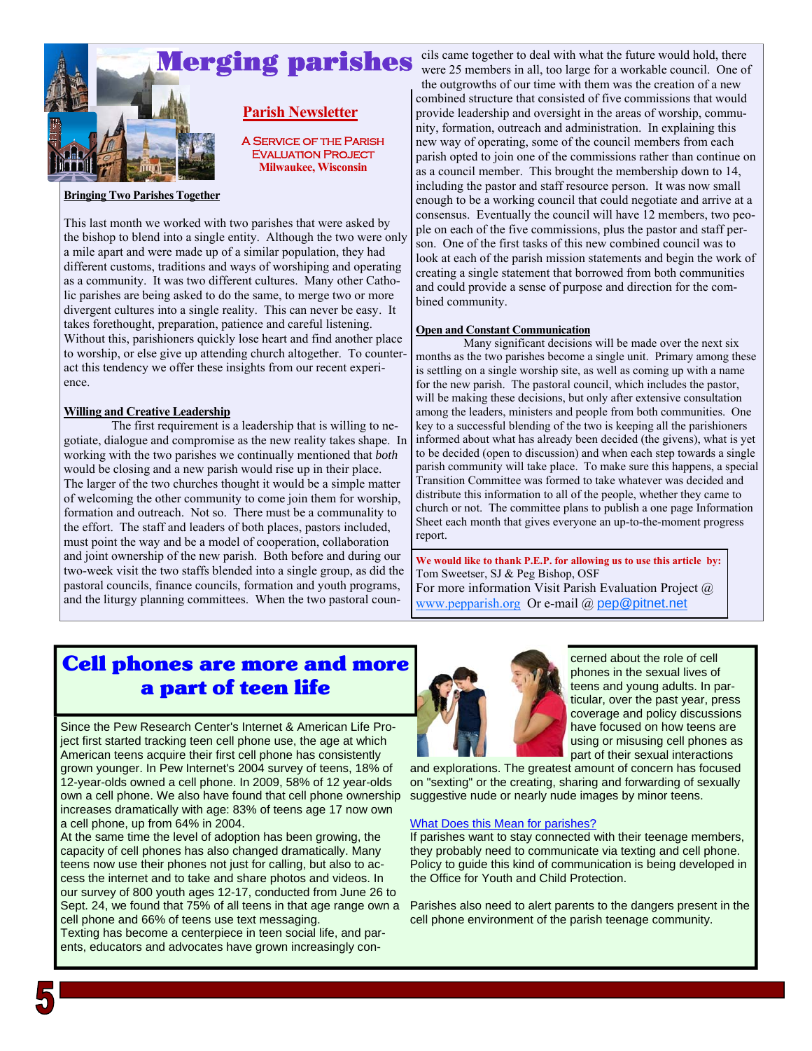# Merging parishes

**Parish Newsletter**

A SERVICE OF THE PARISH EVALUATION PROJECT
**Milwaukee, Wisconsin**

**Bringing Two Parishes Together**

This last month we worked with two parishes that were asked by the bishop to blend into a single entity. Although the two were only a mile apart and were made up of a similar population, they had different customs, traditions and ways of worshiping and operating as a community. It was two different cultures. Many other Catholic parishes are being asked to do the same, to merge two or more divergent cultures into a single reality. This can never be easy. It takes forethought, preparation, patience and careful listening. Without this, parishioners quickly lose heart and find another place to worship, or else give up attending church altogether. To counteract this tendency we offer these insights from our recent experience.

**Willing and Creative Leadership**

The first requirement is a leadership that is willing to negotiate, dialogue and compromise as the new reality takes shape. In working with the two parishes we continually mentioned that *both* would be closing and a new parish would rise up in their place. The larger of the two churches thought it would be a simple matter of welcoming the other community to come join them for worship, formation and outreach. Not so. There must be a communality to the effort. The staff and leaders of both places, pastors included, must point the way and be a model of cooperation, collaboration and joint ownership of the new parish. Both before and during our two-week visit the two staffs blended into a single group, as did the pastoral councils, finance councils, formation and youth programs, and the liturgy planning committees. When the two pastoral councils came together to deal with what the future would hold, there were 25 members in all, too large for a workable council. One of the outgrowths of our time with them was the creation of a new combined structure that consisted of five commissions that would provide leadership and oversight in the areas of worship, community, formation, outreach and administration. In explaining this new way of operating, some of the council members from each parish opted to join one of the commissions rather than continue on as a council member. This brought the membership down to 14, including the pastor and staff resource person. It was now small enough to be a working council that could negotiate and arrive at a consensus. Eventually the council will have 12 members, two people on each of the five commissions, plus the pastor and staff person. One of the first tasks of this new combined council was to look at each of the parish mission statements and begin the work of creating a single statement that borrowed from both communities and could provide a sense of purpose and direction for the combined community.

**Open and Constant Communication**

Many significant decisions will be made over the next six months as the two parishes become a single unit. Primary among these is settling on a single worship site, as well as coming up with a name for the new parish. The pastoral council, which includes the pastor, will be making these decisions, but only after extensive consultation among the leaders, ministers and people from both communities. One key to a successful blending of the two is keeping all the parishioners informed about what has already been decided (the givens), what is yet to be decided (open to discussion) and when each step towards a single parish community will take place. To make sure this happens, a special Transition Committee was formed to take whatever was decided and distribute this information to all of the people, whether they came to church or not. The committee plans to publish a one page Information Sheet each month that gives everyone an up-to-the-moment progress report.

**We would like to thank P.E.P. for allowing us to use this article by:**
Tom Sweetser, SJ & Peg Bishop, OSF
For more information Visit Parish Evaluation Project @ www.pepparish.org Or e-mail @ pep@pitnet.net

# Cell phones are more and more a part of teen life

Since the Pew Research Center's Internet & American Life Project first started tracking teen cell phone use, the age at which American teens acquire their first cell phone has consistently grown younger. In Pew Internet's 2004 survey of teens, 18% of 12-year-olds owned a cell phone. In 2009, 58% of 12 year-olds own a cell phone. We also have found that cell phone ownership increases dramatically with age: 83% of teens age 17 now own a cell phone, up from 64% in 2004.

At the same time the level of adoption has been growing, the capacity of cell phones has also changed dramatically. Many teens now use their phones not just for calling, but also to access the internet and to take and share photos and videos. In our survey of 800 youth ages 12-17, conducted from June 26 to Sept. 24, we found that 75% of all teens in that age range own a cell phone and 66% of teens use text messaging.

Texting has become a centerpiece in teen social life, and parents, educators and advocates have grown increasingly concerned about the role of cell phones in the sexual lives of teens and young adults. In particular, over the past year, press coverage and policy discussions have focused on how teens are using or misusing cell phones as part of their sexual interactions and explorations. The greatest amount of concern has focused on "sexting" or the creating, sharing and forwarding of sexually suggestive nude or nearly nude images by minor teens.

What Does this Mean for parishes?

If parishes want to stay connected with their teenage members, they probably need to communicate via texting and cell phone. Policy to guide this kind of communication is being developed in the Office for Youth and Child Protection.

Parishes also need to alert parents to the dangers present in the cell phone environment of the parish teenage community.